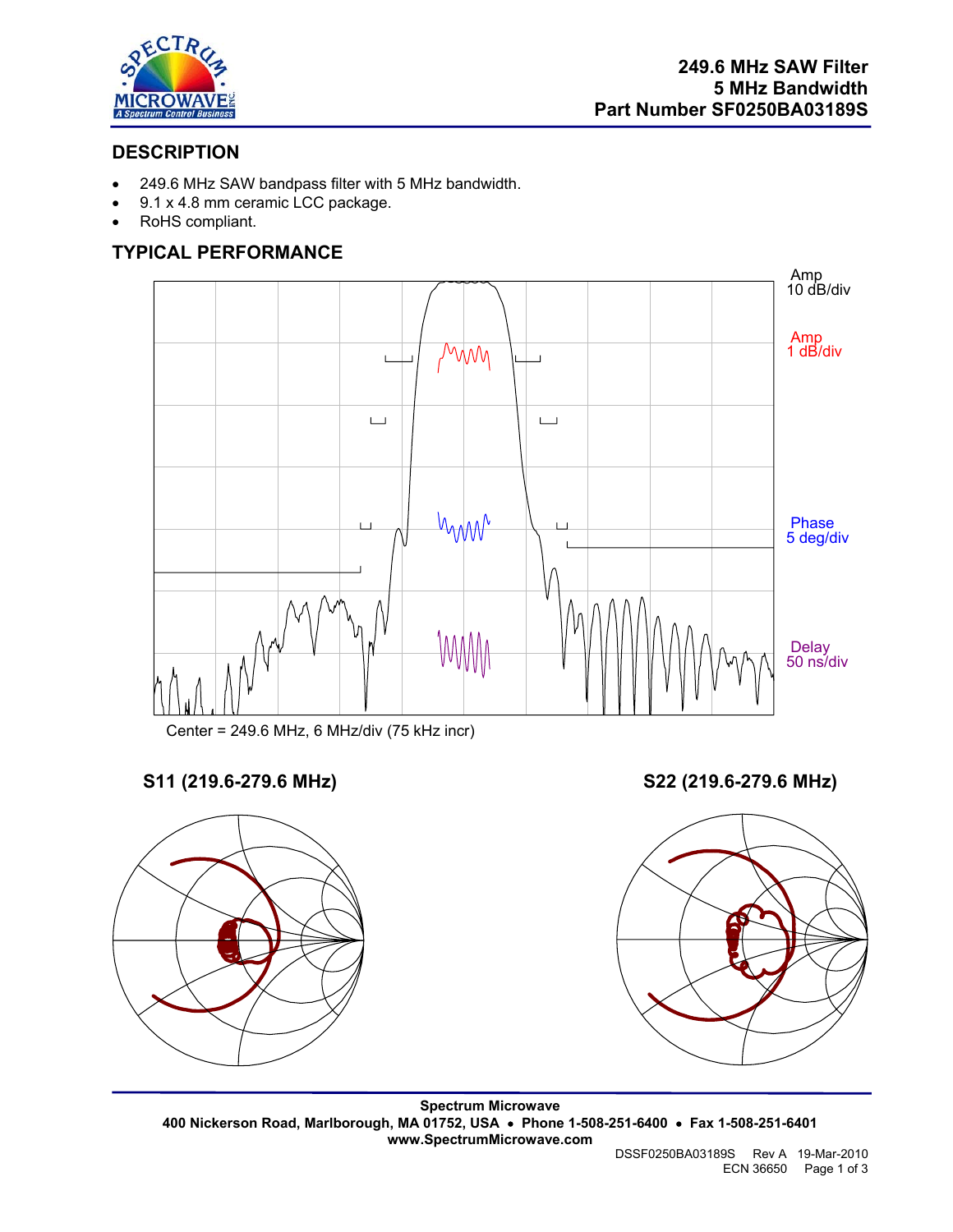249.6 MHz SAW Filter
5 MHz Bandwidth
Part Number SF0250BA03189S

## DESCRIPTION

- 249.6 MHz SAW bandpass filter with 5 MHz bandwidth.
- 9.1 x 4.8 mm ceramic LCC package.
- RoHS compliant.

## TYPICAL PERFORMANCE

Amp 10 dB/div

Amp 1 dB/div

Phase 5 deg/div

Delay 50 ns/div

Center = 249.6 MHz, 6 MHz/div (75 kHz incr)

### S11 (219.6-279.6 MHz)

### S22 (219.6-279.6 MHz)

**Spectrum Microwave**
**400 Nickerson Road, Marlborough, MA 01752, USA • Phone 1-508-251-6400 • Fax 1-508-251-6401**
**www.SpectrumMicrowave.com**

DSSF0250BA03189S Rev A 19-Mar-2010
ECN 36650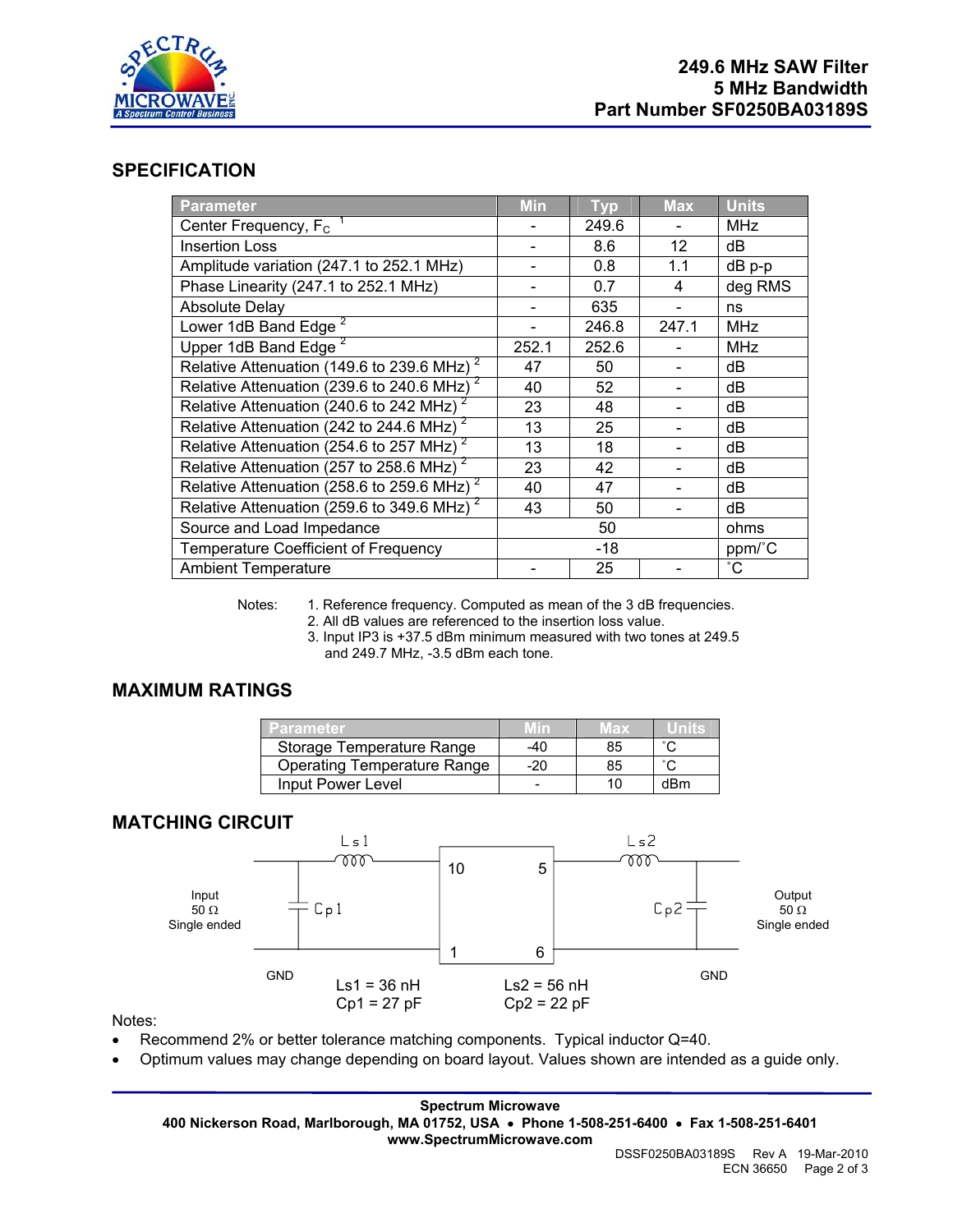249.6 MHz SAW Filter
5 MHz Bandwidth
Part Number SF0250BA03189S

## SPECIFICATION

| Parameter | Min | Typ | Max | Units |
|---|---|---|---|---|
| Center Frequency, $F_C$ [1] | - | 249.6 | - | MHz |
| Insertion Loss | - | 8.6 | 12 | dB |
| Amplitude variation (247.1 to 252.1 MHz) | - | 0.8 | 1.1 | dB p-p |
| Phase Linearity (247.1 to 252.1 MHz) | - | 0.7 | 4 | deg RMS |
| Absolute Delay | - | 635 | - | ns |
| Lower 1dB Band Edge [2] | - | 246.8 | 247.1 | MHz |
| Upper 1dB Band Edge [2] | 252.1 | 252.6 | - | MHz |
| Relative Attenuation (149.6 to 239.6 MHz) [2] | 47 | 50 | - | dB |
| Relative Attenuation (239.6 to 240.6 MHz) [2] | 40 | 52 | - | dB |
| Relative Attenuation (240.6 to 242 MHz) [2] | 23 | 48 | - | dB |
| Relative Attenuation (242 to 244.6 MHz) [2] | 13 | 25 | - | dB |
| Relative Attenuation (254.6 to 257 MHz) [2] | 13 | 18 | - | dB |
| Relative Attenuation (257 to 258.6 MHz) [2] | 23 | 42 | - | dB |
| Relative Attenuation (258.6 to 259.6 MHz) [2] | 40 | 47 | - | dB |
| Relative Attenuation (259.6 to 349.6 MHz) [2] | 43 | 50 | - | dB |
| Source and Load Impedance | | 50 | | ohms |
| Temperature Coefficient of Frequency | | -18 | | ppm/˚C |
| Ambient Temperature | - | 25 | - | ˚C |

Notes:
1. Reference frequency. Computed as mean of the 3 dB frequencies.
2. All dB values are referenced to the insertion loss value.
3. Input IP3 is +37.5 dBm minimum measured with two tones at 249.5 and 249.7 MHz, -3.5 dBm each tone.

## MAXIMUM RATINGS

| Parameter | Min | Max | Units |
|---|---|---|---|
| Storage Temperature Range | -40 | 85 | ˚C |
| Operating Temperature Range | -20 | 85 | ˚C |
| Input Power Level | - | 10 | dBm |

## MATCHING CIRCUIT

Input 50 Ω Single ended — Ls1 — Cp1 — pins 10, 1 — pins 5, 6 — Ls2 — Cp2 — Output 50 Ω Single ended

GND GND

Ls1 = 36 nH
Cp1 = 27 pF

Ls2 = 56 nH
Cp2 = 22 pF

Notes:
- Recommend 2% or better tolerance matching components. Typical inductor Q=40.
- Optimum values may change depending on board layout. Values shown are intended as a guide only.

**Spectrum Microwave**
**400 Nickerson Road, Marlborough, MA 01752, USA • Phone 1-508-251-6400 • Fax 1-508-251-6401**
**www.SpectrumMicrowave.com**

DSSF0250BA03189S Rev A 19-Mar-2010
ECN 36650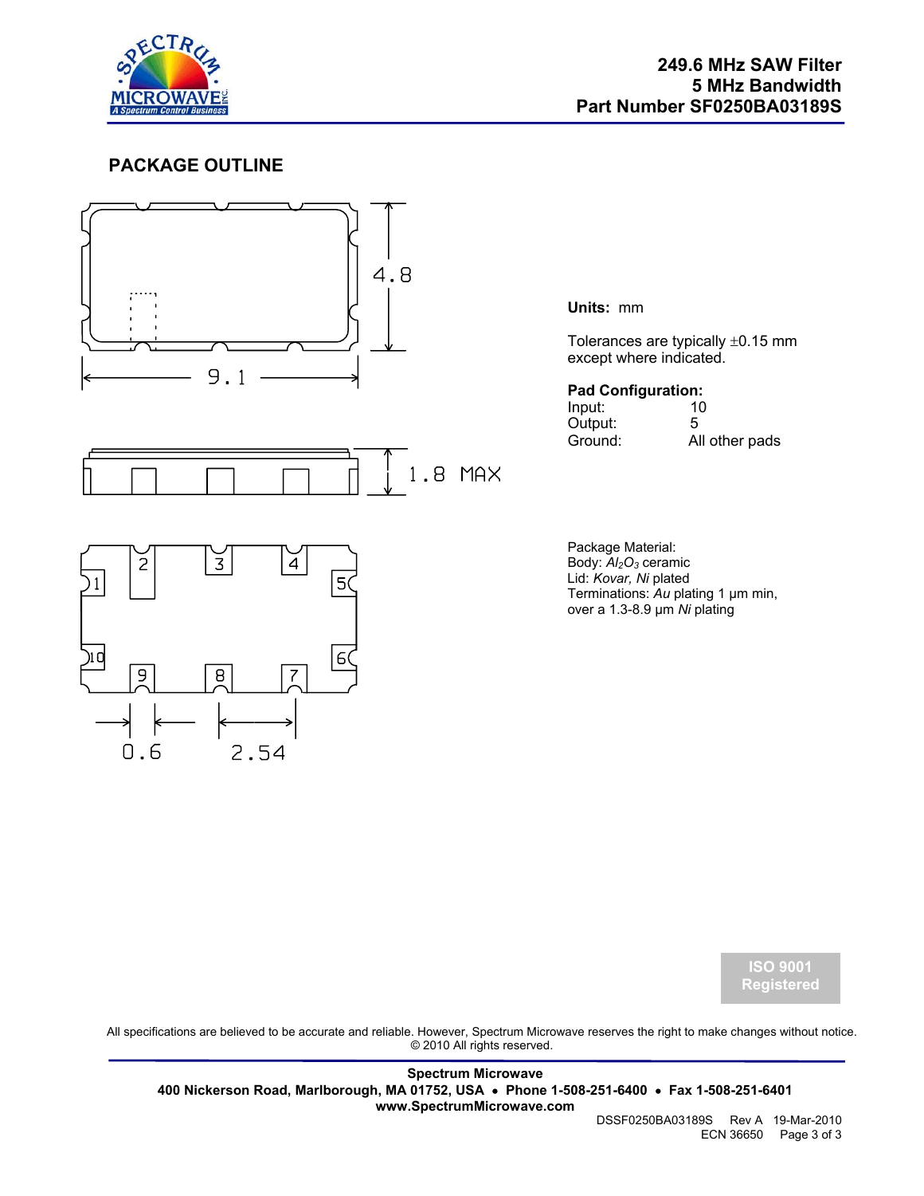# PACKAGE OUTLINE

4.8

9.1

1.8 MAX

2 3 4

1 5

10 6

9 8 7

0.6 2.54

**Units:** mm

Tolerances are typically ±0.15 mm except where indicated.

**Pad Configuration:**

| | |
|---|---|
| Input: | 10 |
| Output: | 5 |
| Ground: | All other pads |

Package Material:
Body: *$Al_2O_3$* ceramic
Lid: *Kovar, Ni* plated
Terminations: *Au* plating 1 µm min, over a 1.3-8.9 µm *Ni* plating

ISO 9001 Registered

All specifications are believed to be accurate and reliable. However, Spectrum Microwave reserves the right to make changes without notice.
© 2010 All rights reserved.

**Spectrum Microwave**
**400 Nickerson Road, Marlborough, MA 01752, USA • Phone 1-508-251-6400 • Fax 1-508-251-6401**
**www.SpectrumMicrowave.com**

DSSF0250BA03189S Rev A 19-Mar-2010
ECN 36650